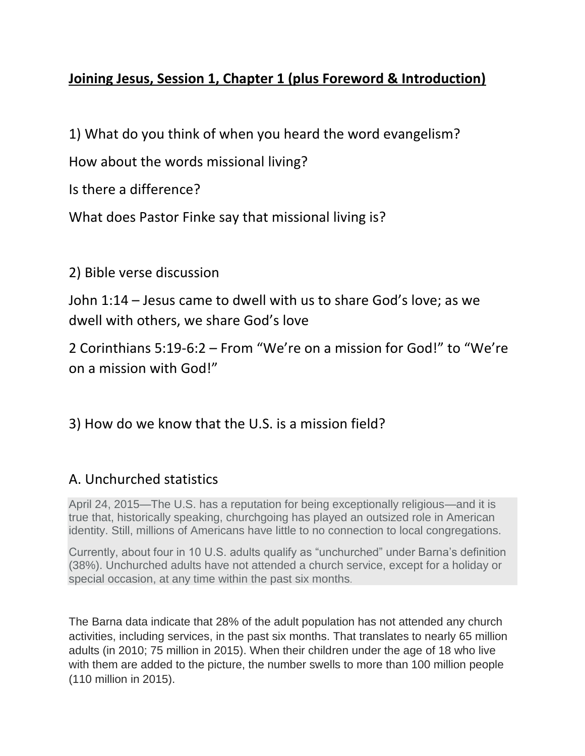**Joining Jesus, Session 1, Chapter 1 (plus Foreword & Introduction)**

1) What do you think of when you heard the word evangelism?

How about the words missional living?

Is there a difference?

What does Pastor Finke say that missional living is?

2) Bible verse discussion

John 1:14 – Jesus came to dwell with us to share God's love; as we dwell with others, we share God's love

2 Corinthians 5:19-6:2 – From "We're on a mission for God!" to "We're on a mission with God!"

3) How do we know that the U.S. is a mission field?

## A. Unchurched statistics

April 24, 2015—The U.S. has a reputation for being exceptionally religious—and it is true that, historically speaking, churchgoing has played an outsized role in American identity. Still, millions of Americans have little to no connection to local congregations.

Currently, about four in 10 U.S. adults qualify as "unchurched" under Barna's definition (38%). Unchurched adults have not attended a church service, except for a holiday or special occasion, at any time within the past six months.

The Barna data indicate that 28% of the adult population has not attended any church activities, including services, in the past six months. That translates to nearly 65 million adults (in 2010; 75 million in 2015). When their children under the age of 18 who live with them are added to the picture, the number swells to more than 100 million people (110 million in 2015).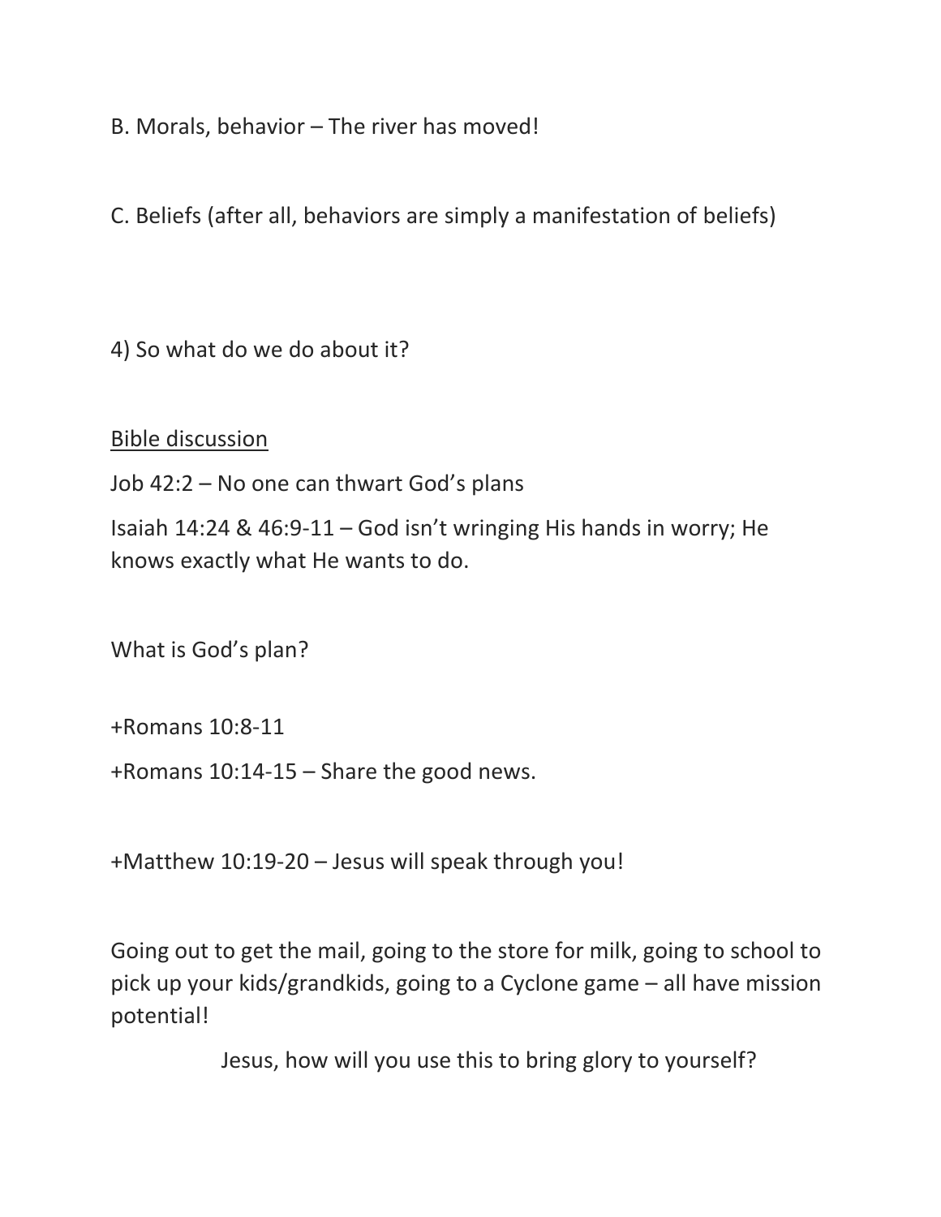B. Morals, behavior – The river has moved!

C. Beliefs (after all, behaviors are simply a manifestation of beliefs)

4) So what do we do about it?

<u>Bible discussion</u>

Job 42:2 – No one can thwart God's plans

Isaiah 14:24 & 46:9-11 – God isn't wringing His hands in worry; He knows exactly what He wants to do.

What is God's plan?

+Romans 10:8-11

+Romans 10:14-15 – Share the good news.

+Matthew 10:19-20 – Jesus will speak through you!

Going out to get the mail, going to the store for milk, going to school to pick up your kids/grandkids, going to a Cyclone game – all have mission potential!

Jesus, how will you use this to bring glory to yourself?